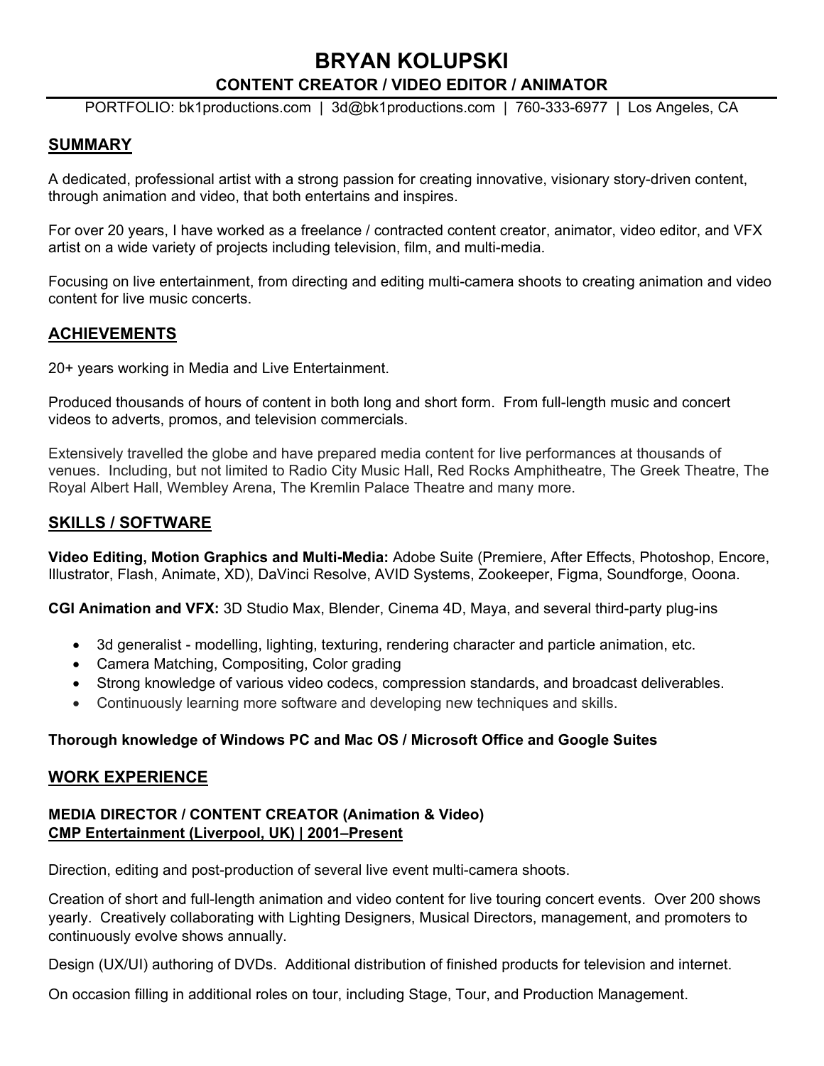# BRYAN KOLUPSKI

## CONTENT CREATOR / VIDEO EDITOR / ANIMATOR

PORTFOLIO: bk1productions.com | 3d@bk1productions.com | 760-333-6977 | Los Angeles, CA

## SUMMARY

A dedicated, professional artist with a strong passion for creating innovative, visionary story-driven content, through animation and video, that both entertains and inspires.

For over 20 years, I have worked as a freelance / contracted content creator, animator, video editor, and VFX artist on a wide variety of projects including television, film, and multi-media.

Focusing on live entertainment, from directing and editing multi-camera shoots to creating animation and video content for live music concerts.

## ACHIEVEMENTS

20+ years working in Media and Live Entertainment.

Produced thousands of hours of content in both long and short form. From full-length music and concert videos to adverts, promos, and television commercials.

Extensively travelled the globe and have prepared media content for live performances at thousands of venues. Including, but not limited to Radio City Music Hall, Red Rocks Amphitheatre, The Greek Theatre, The Royal Albert Hall, Wembley Arena, The Kremlin Palace Theatre and many more.

## SKILLS / SOFTWARE

**Video Editing, Motion Graphics and Multi-Media:** Adobe Suite (Premiere, After Effects, Photoshop, Encore, Illustrator, Flash, Animate, XD), DaVinci Resolve, AVID Systems, Zookeeper, Figma, Soundforge, Ooona.

**CGI Animation and VFX:** 3D Studio Max, Blender, Cinema 4D, Maya, and several third-party plug-ins

- 3d generalist - modelling, lighting, texturing, rendering character and particle animation, etc.
- Camera Matching, Compositing, Color grading
- Strong knowledge of various video codecs, compression standards, and broadcast deliverables.
- Continuously learning more software and developing new techniques and skills.

**Thorough knowledge of Windows PC and Mac OS / Microsoft Office and Google Suites**

## WORK EXPERIENCE

### MEDIA DIRECTOR / CONTENT CREATOR (Animation & Video)
**CMP Entertainment (Liverpool, UK) | 2001–Present**

Direction, editing and post-production of several live event multi-camera shoots.

Creation of short and full-length animation and video content for live touring concert events. Over 200 shows yearly. Creatively collaborating with Lighting Designers, Musical Directors, management, and promoters to continuously evolve shows annually.

Design (UX/UI) authoring of DVDs. Additional distribution of finished products for television and internet.

On occasion filling in additional roles on tour, including Stage, Tour, and Production Management.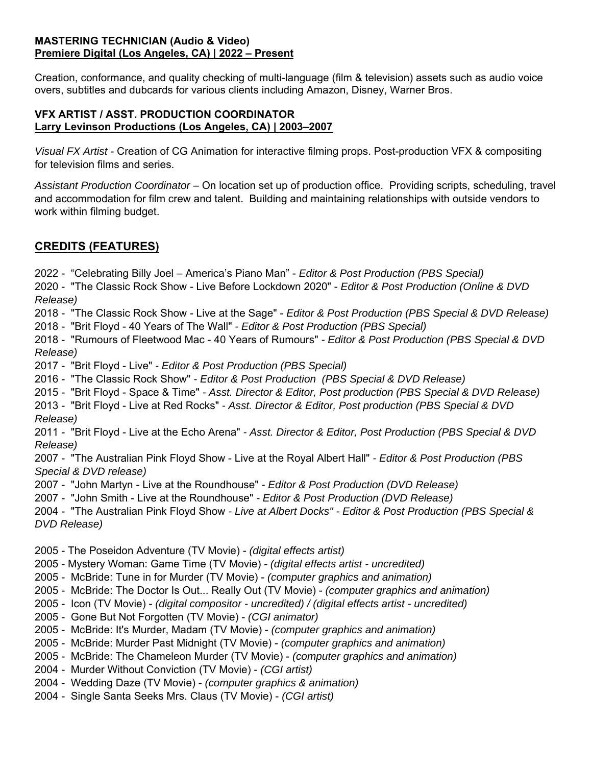**MASTERING TECHNICIAN (Audio & Video)**
**Premiere Digital (Los Angeles, CA) | 2022 – Present**

Creation, conformance, and quality checking of multi-language (film & television) assets such as audio voice overs, subtitles and dubcards for various clients including Amazon, Disney, Warner Bros.

**VFX ARTIST / ASST. PRODUCTION COORDINATOR**
**Larry Levinson Productions (Los Angeles, CA) | 2003–2007**

*Visual FX Artist* - Creation of CG Animation for interactive filming props. Post-production VFX & compositing for television films and series.

*Assistant Production Coordinator* – On location set up of production office. Providing scripts, scheduling, travel and accommodation for film crew and talent. Building and maintaining relationships with outside vendors to work within filming budget.

## CREDITS (FEATURES)

2022 - "Celebrating Billy Joel – America's Piano Man" - *Editor & Post Production (PBS Special)*
2020 - "The Classic Rock Show - Live Before Lockdown 2020" - *Editor & Post Production (Online & DVD Release)*
2018 - "The Classic Rock Show - Live at the Sage" - *Editor & Post Production (PBS Special & DVD Release)*
2018 - "Brit Floyd - 40 Years of The Wall" - *Editor & Post Production (PBS Special)*
2018 - "Rumours of Fleetwood Mac - 40 Years of Rumours" - *Editor & Post Production (PBS Special & DVD Release)*
2017 - "Brit Floyd - Live" - *Editor & Post Production (PBS Special)*
2016 - "The Classic Rock Show" - *Editor & Post Production (PBS Special & DVD Release)*
2015 - "Brit Floyd - Space & Time" - *Asst. Director & Editor, Post production (PBS Special & DVD Release)*
2013 - "Brit Floyd - Live at Red Rocks" - *Asst. Director & Editor, Post production (PBS Special & DVD Release)*
2011 - "Brit Floyd - Live at the Echo Arena" - *Asst. Director & Editor, Post Production (PBS Special & DVD Release)*
2007 - "The Australian Pink Floyd Show - Live at the Royal Albert Hall" - *Editor & Post Production (PBS Special & DVD release)*
2007 - "John Martyn - Live at the Roundhouse" - *Editor & Post Production (DVD Release)*
2007 - "John Smith - Live at the Roundhouse" - *Editor & Post Production (DVD Release)*
2004 - "The Australian Pink Floyd Show *- Live at Albert Docks" - Editor & Post Production (PBS Special & DVD Release)*

2005 - The Poseidon Adventure (TV Movie) - *(digital effects artist)*
2005 - Mystery Woman: Game Time (TV Movie) - *(digital effects artist - uncredited)*
2005 - McBride: Tune in for Murder (TV Movie) - *(computer graphics and animation)*
2005 - McBride: The Doctor Is Out... Really Out (TV Movie) - *(computer graphics and animation)*
2005 - Icon (TV Movie) - *(digital compositor - uncredited) / (digital effects artist - uncredited)*
2005 - Gone But Not Forgotten (TV Movie) - *(CGI animator)*
2005 - McBride: It's Murder, Madam (TV Movie) - *(computer graphics and animation)*
2005 - McBride: Murder Past Midnight (TV Movie) - *(computer graphics and animation)*
2005 - McBride: The Chameleon Murder (TV Movie) - *(computer graphics and animation)*
2004 - Murder Without Conviction (TV Movie) - *(CGI artist)*
2004 - Wedding Daze (TV Movie) - *(computer graphics & animation)*
2004 - Single Santa Seeks Mrs. Claus (TV Movie) - *(CGI artist)*